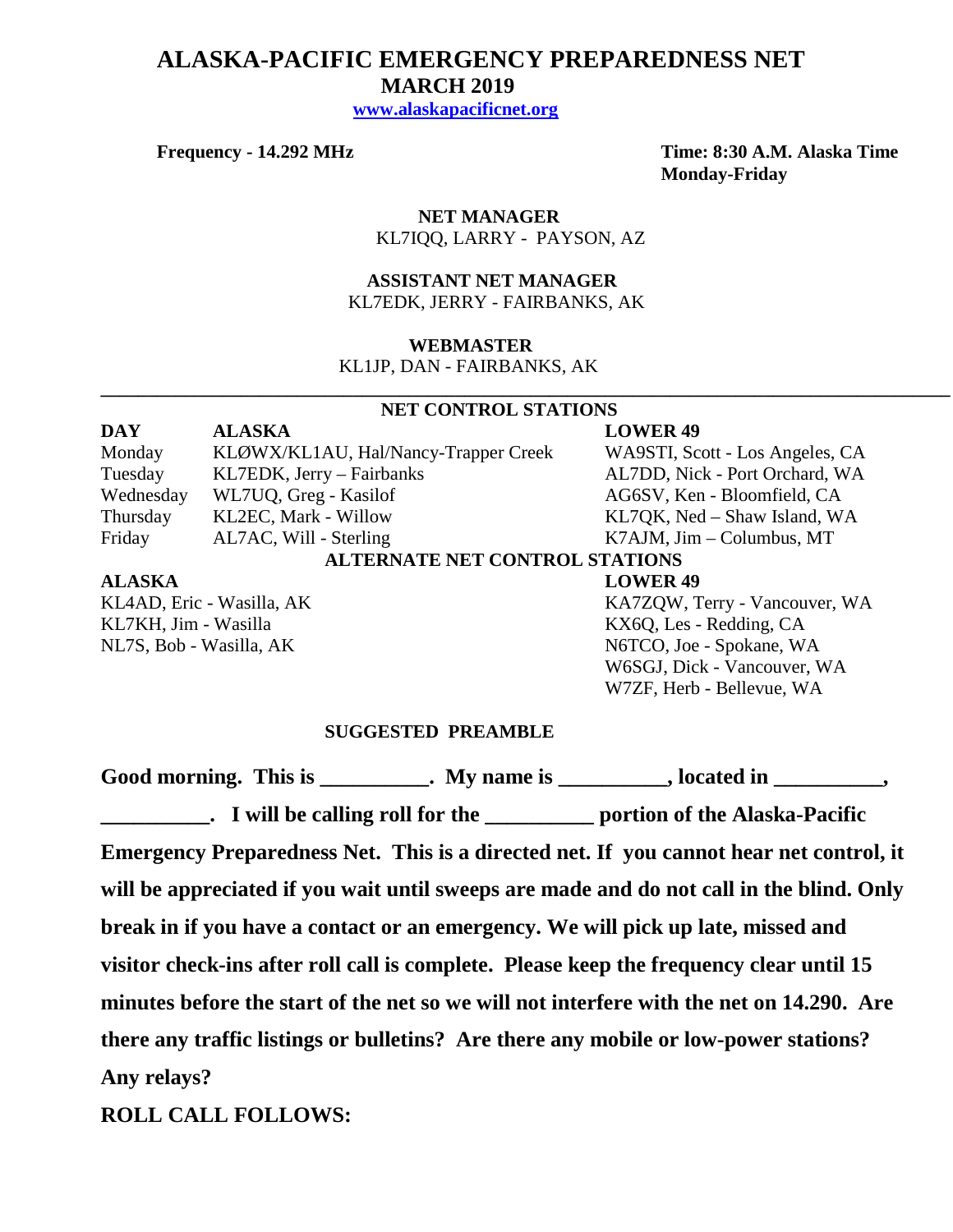# ALASKA-PACIFIC EMERGENCY PREPAREDNESS NET

## MARCH 2019

**www.alaskapacificnet.org**

**Frequency - 14.292 MHz**

**Time: 8:30 A.M. Alaska Time**
**Monday-Friday**

**NET MANAGER**
KL7IQQ, LARRY - PAYSON, AZ

**ASSISTANT NET MANAGER**
KL7EDK, JERRY - FAIRBANKS, AK

**WEBMASTER**
KL1JP, DAN - FAIRBANKS, AK

---

**NET CONTROL STATIONS**

| DAY | ALASKA | LOWER 49 |
|---|---|---|
| Monday | KLØWX/KL1AU, Hal/Nancy-Trapper Creek | WA9STI, Scott - Los Angeles, CA |
| Tuesday | KL7EDK, Jerry – Fairbanks | AL7DD, Nick - Port Orchard, WA |
| Wednesday | WL7UQ, Greg - Kasilof | AG6SV, Ken - Bloomfield, CA |
| Thursday | KL2EC, Mark - Willow | KL7QK, Ned – Shaw Island, WA |
| Friday | AL7AC, Will - Sterling | K7AJM, Jim – Columbus, MT |

**ALTERNATE NET CONTROL STATIONS**

| ALASKA | LOWER 49 |
|---|---|
| KL4AD, Eric - Wasilla, AK | KA7ZQW, Terry - Vancouver, WA |
| KL7KH, Jim - Wasilla | KX6Q, Les - Redding, CA |
| NL7S, Bob - Wasilla, AK | N6TCO, Joe - Spokane, WA |
| | W6SGJ, Dick - Vancouver, WA |
| | W7ZF, Herb - Bellevue, WA |

**SUGGESTED PREAMBLE**

**Good morning. This is __________. My name is __________, located in __________, __________. I will be calling roll for the __________ portion of the Alaska-Pacific Emergency Preparedness Net. This is a directed net. If you cannot hear net control, it will be appreciated if you wait until sweeps are made and do not call in the blind. Only break in if you have a contact or an emergency. We will pick up late, missed and visitor check-ins after roll call is complete. Please keep the frequency clear until 15 minutes before the start of the net so we will not interfere with the net on 14.290. Are there any traffic listings or bulletins? Are there any mobile or low-power stations? Any relays?**

**ROLL CALL FOLLOWS:**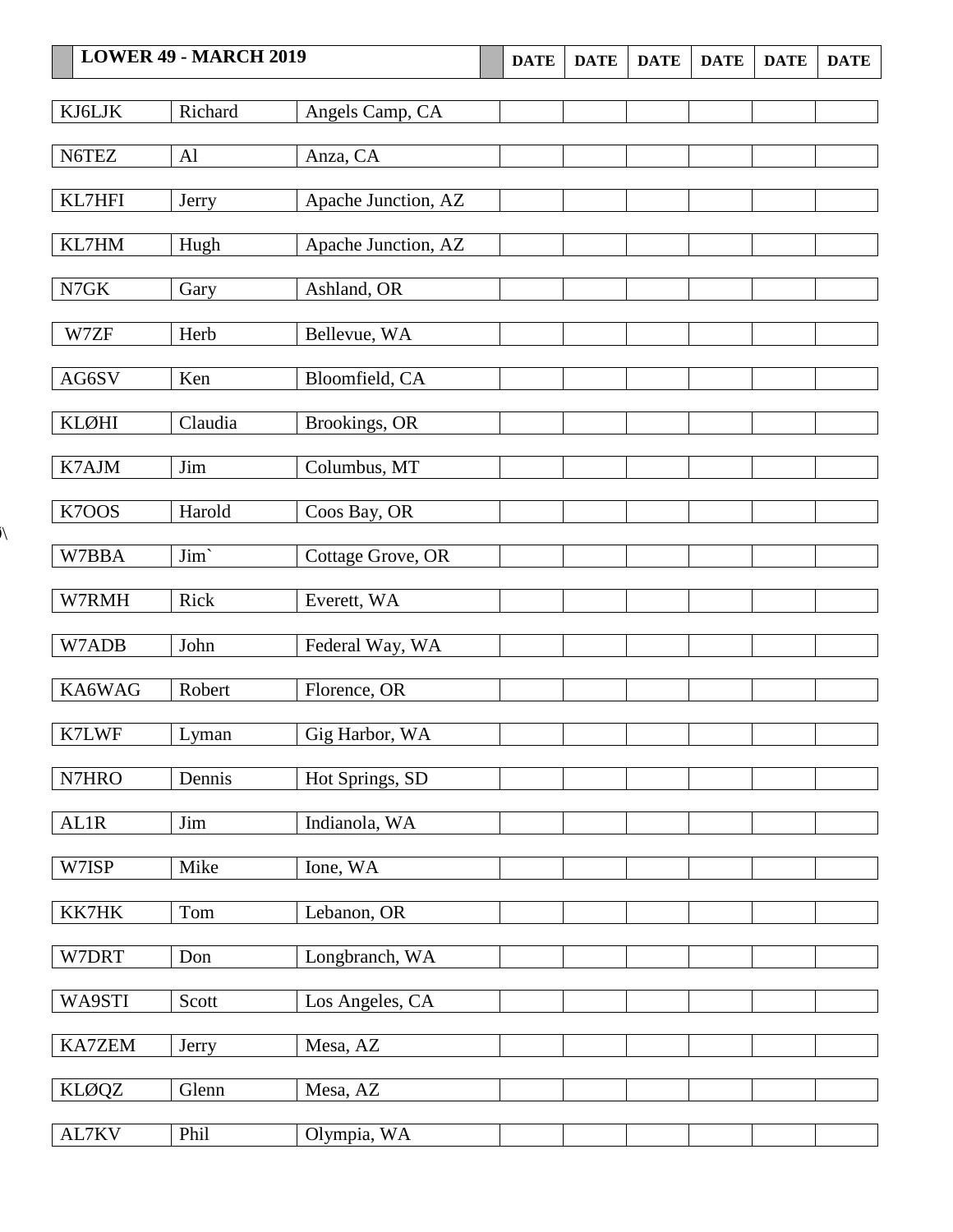| LOWER 49 - MARCH 2019 | | | DATE | DATE | DATE | DATE | DATE | DATE |
|---|---|---|---|---|---|---|---|---|
| KJ6LJK | Richard | Angels Camp, CA | | | | | | |
| N6TEZ | Al | Anza, CA | | | | | | |
| KL7HFI | Jerry | Apache Junction, AZ | | | | | | |
| KL7HM | Hugh | Apache Junction, AZ | | | | | | |
| N7GK | Gary | Ashland, OR | | | | | | |
| W7ZF | Herb | Bellevue, WA | | | | | | |
| AG6SV | Ken | Bloomfield, CA | | | | | | |
| KLØHI | Claudia | Brookings, OR | | | | | | |
| K7AJM | Jim | Columbus, MT | | | | | | |
| K7OOS | Harold | Coos Bay, OR | | | | | | |
| W7BBA | Jim` | Cottage Grove, OR | | | | | | |
| W7RMH | Rick | Everett, WA | | | | | | |
| W7ADB | John | Federal Way, WA | | | | | | |
| KA6WAG | Robert | Florence, OR | | | | | | |
| K7LWF | Lyman | Gig Harbor, WA | | | | | | |
| N7HRO | Dennis | Hot Springs, SD | | | | | | |
| AL1R | Jim | Indianola, WA | | | | | | |
| W7ISP | Mike | Ione, WA | | | | | | |
| KK7HK | Tom | Lebanon, OR | | | | | | |
| W7DRT | Don | Longbranch, WA | | | | | | |
| WA9STI | Scott | Los Angeles, CA | | | | | | |
| KA7ZEM | Jerry | Mesa, AZ | | | | | | |
| KLØQZ | Glenn | Mesa, AZ | | | | | | |
| AL7KV | Phil | Olympia, WA | | | | | | |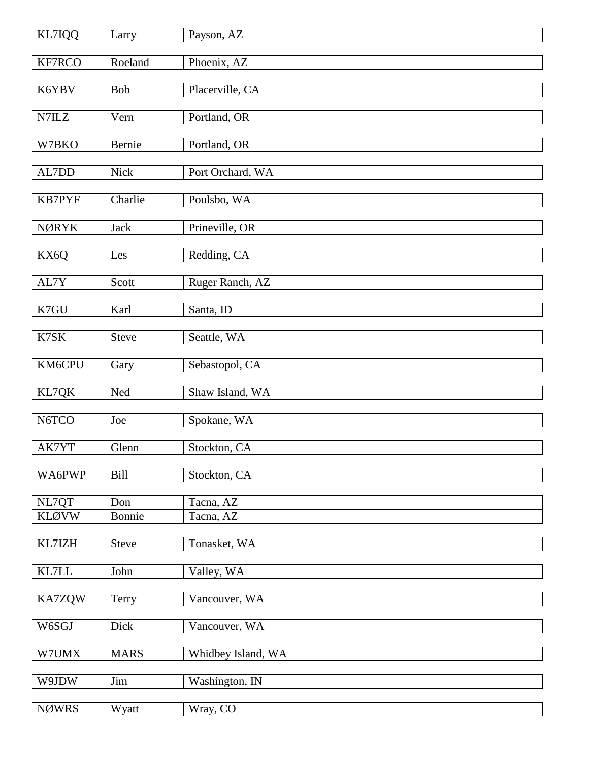| | | | | | | | |
|---|---|---|---|---|---|---|---|
| KL7IQQ | Larry | Payson, AZ | | | | | |
| KF7RCO | Roeland | Phoenix, AZ | | | | | |
| K6YBV | Bob | Placerville, CA | | | | | |
| N7ILZ | Vern | Portland, OR | | | | | |
| W7BKO | Bernie | Portland, OR | | | | | |
| AL7DD | Nick | Port Orchard, WA | | | | | |
| KB7PYF | Charlie | Poulsbo, WA | | | | | |
| NØRYK | Jack | Prineville, OR | | | | | |
| KX6Q | Les | Redding, CA | | | | | |
| AL7Y | Scott | Ruger Ranch, AZ | | | | | |
| K7GU | Karl | Santa, ID | | | | | |
| K7SK | Steve | Seattle, WA | | | | | |
| KM6CPU | Gary | Sebastopol, CA | | | | | |
| KL7QK | Ned | Shaw Island, WA | | | | | |
| N6TCO | Joe | Spokane, WA | | | | | |
| AK7YT | Glenn | Stockton, CA | | | | | |
| WA6PWP | Bill | Stockton, CA | | | | | |
| NL7QT | Don | Tacna, AZ | | | | | |
| KLØVW | Bonnie | Tacna, AZ | | | | | |
| KL7IZH | Steve | Tonasket, WA | | | | | |
| KL7LL | John | Valley, WA | | | | | |
| KA7ZQW | Terry | Vancouver, WA | | | | | |
| W6SGJ | Dick | Vancouver, WA | | | | | |
| W7UMX | MARS | Whidbey Island, WA | | | | | |
| W9JDW | Jim | Washington, IN | | | | | |
| NØWRS | Wyatt | Wray, CO | | | | | |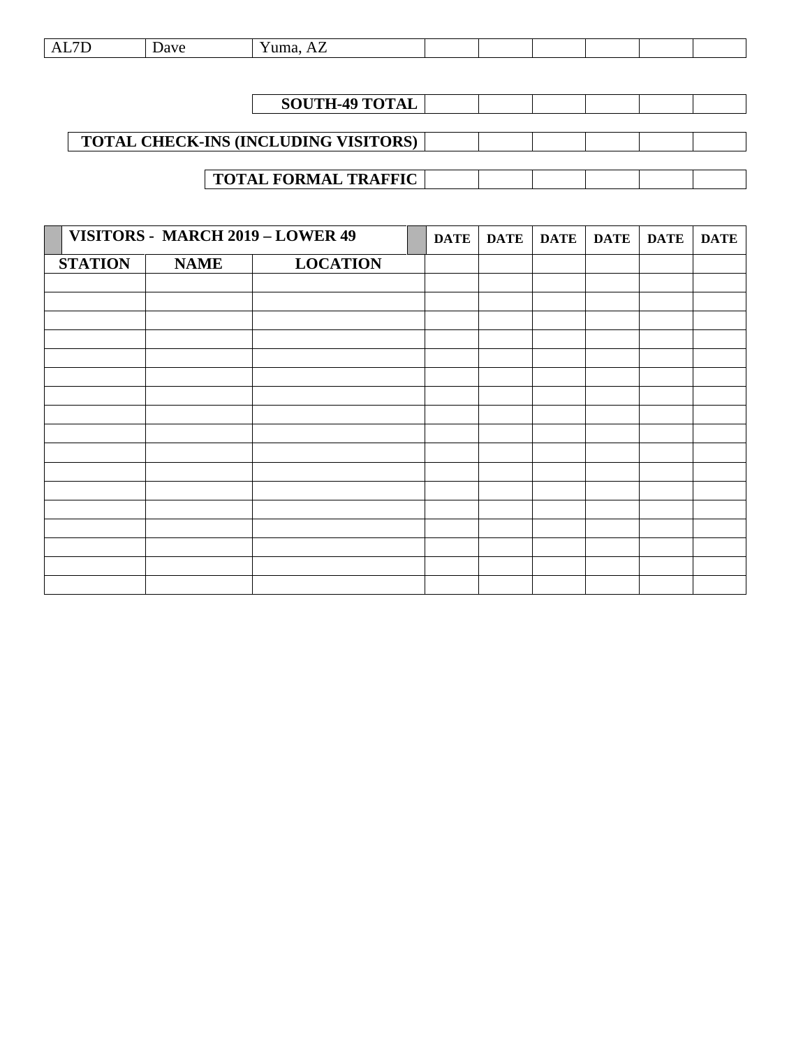| AL7D | Dave | Yuma, AZ | | | | | | |
|---|---|---|---|---|---|---|---|---|

| | | **SOUTH-49 TOTAL** | | | | | | |
|---|---|---|---|---|---|---|---|---|
| | | **TOTAL CHECK-INS (INCLUDING VISITORS)** | | | | | | |
| | | **TOTAL FORMAL TRAFFIC** | | | | | | |

| **VISITORS - MARCH 2019 – LOWER 49** | | | **DATE** | **DATE** | **DATE** | **DATE** | **DATE** | **DATE** |
|---|---|---|---|---|---|---|---|---|
| **STATION** | **NAME** | **LOCATION** | | | | | | |
| | | | | | | | | |
| | | | | | | | | |
| | | | | | | | | |
| | | | | | | | | |
| | | | | | | | | |
| | | | | | | | | |
| | | | | | | | | |
| | | | | | | | | |
| | | | | | | | | |
| | | | | | | | | |
| | | | | | | | | |
| | | | | | | | | |
| | | | | | | | | |
| | | | | | | | | |
| | | | | | | | | |
| | | | | | | | | |
| | | | | | | | | |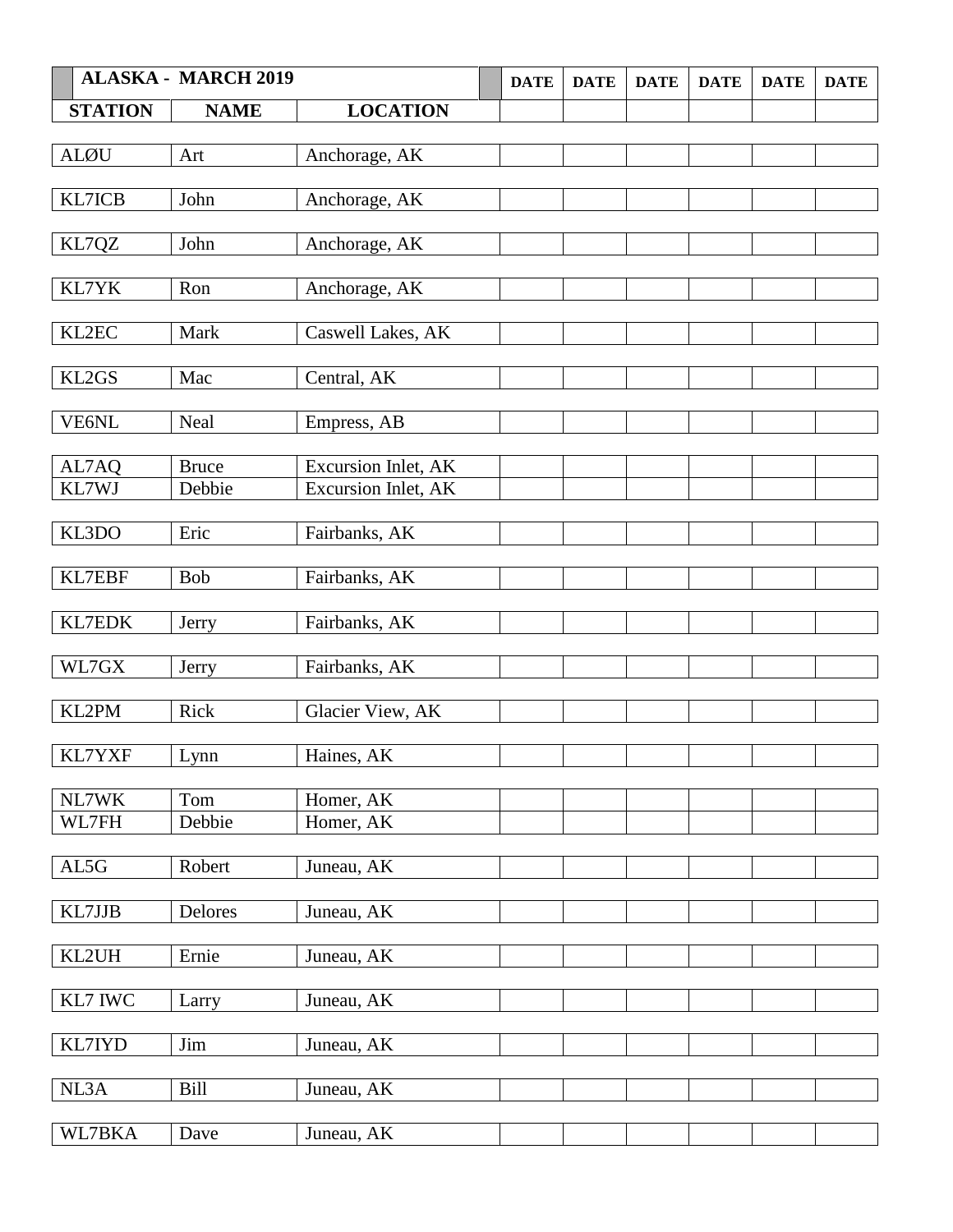| ALASKA - MARCH 2019 | | | DATE | DATE | DATE | DATE | DATE | DATE |
|---|---|---|---|---|---|---|---|---|
| STATION | NAME | LOCATION | | | | | | |
| ALØU | Art | Anchorage, AK | | | | | | |
| KL7ICB | John | Anchorage, AK | | | | | | |
| KL7QZ | John | Anchorage, AK | | | | | | |
| KL7YK | Ron | Anchorage, AK | | | | | | |
| KL2EC | Mark | Caswell Lakes, AK | | | | | | |
| KL2GS | Mac | Central, AK | | | | | | |
| VE6NL | Neal | Empress, AB | | | | | | |
| AL7AQ | Bruce | Excursion Inlet, AK | | | | | | |
| KL7WJ | Debbie | Excursion Inlet, AK | | | | | | |
| KL3DO | Eric | Fairbanks, AK | | | | | | |
| KL7EBF | Bob | Fairbanks, AK | | | | | | |
| KL7EDK | Jerry | Fairbanks, AK | | | | | | |
| WL7GX | Jerry | Fairbanks, AK | | | | | | |
| KL2PM | Rick | Glacier View, AK | | | | | | |
| KL7YXF | Lynn | Haines, AK | | | | | | |
| NL7WK | Tom | Homer, AK | | | | | | |
| WL7FH | Debbie | Homer, AK | | | | | | |
| AL5G | Robert | Juneau, AK | | | | | | |
| KL7JJB | Delores | Juneau, AK | | | | | | |
| KL2UH | Ernie | Juneau, AK | | | | | | |
| KL7 IWC | Larry | Juneau, AK | | | | | | |
| KL7IYD | Jim | Juneau, AK | | | | | | |
| NL3A | Bill | Juneau, AK | | | | | | |
| WL7BKA | Dave | Juneau, AK | | | | | | |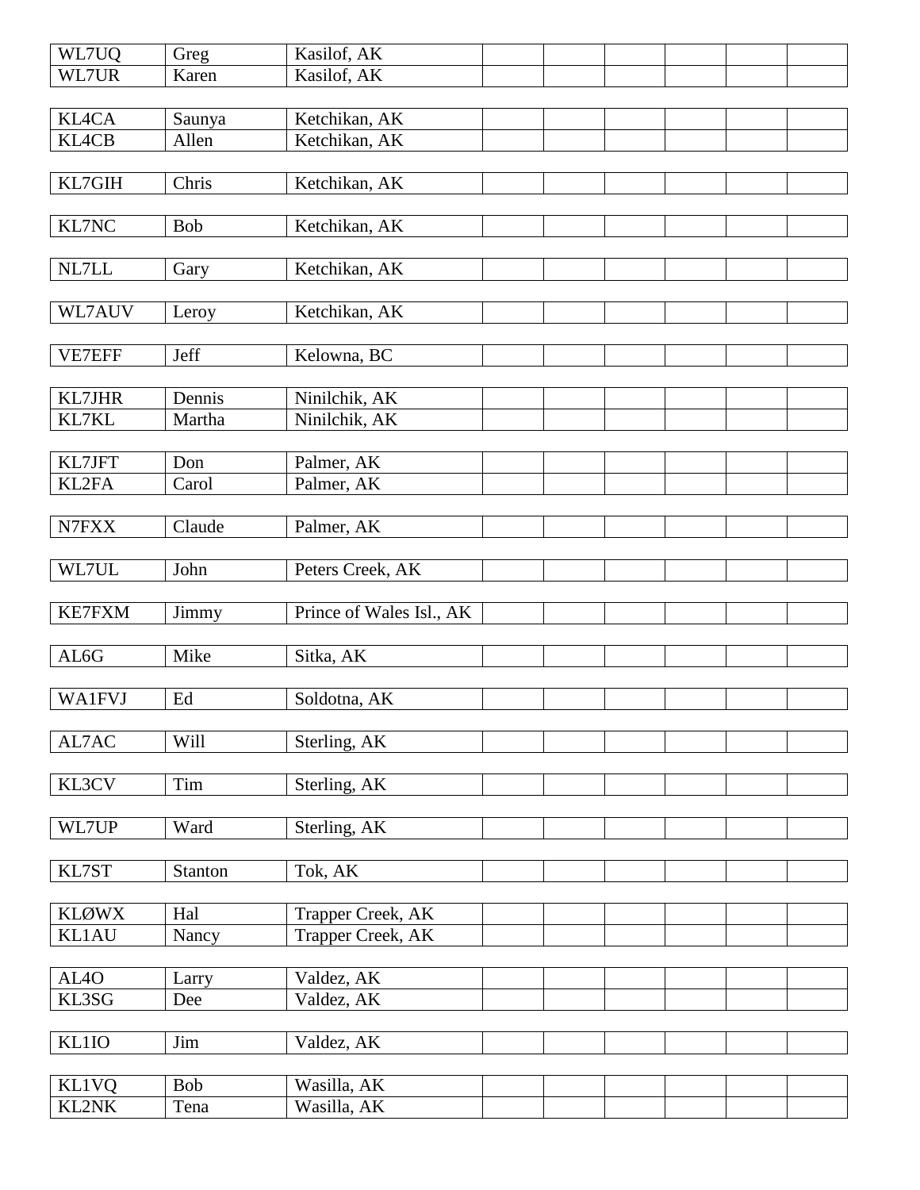| WL7UQ | Greg | Kasilof, AK | | | | | | |
|---|---|---|---|---|---|---|---|---|
| WL7UR | Karen | Kasilof, AK | | | | | | |
| | | | | | | | | |
| KL4CA | Saunya | Ketchikan, AK | | | | | | |
| KL4CB | Allen | Ketchikan, AK | | | | | | |
| | | | | | | | | |
| KL7GIH | Chris | Ketchikan, AK | | | | | | |
| | | | | | | | | |
| KL7NC | Bob | Ketchikan, AK | | | | | | |
| | | | | | | | | |
| NL7LL | Gary | Ketchikan, AK | | | | | | |
| | | | | | | | | |
| WL7AUV | Leroy | Ketchikan, AK | | | | | | |
| | | | | | | | | |
| VE7EFF | Jeff | Kelowna, BC | | | | | | |
| | | | | | | | | |
| KL7JHR | Dennis | Ninilchik, AK | | | | | | |
| KL7KL | Martha | Ninilchik, AK | | | | | | |
| | | | | | | | | |
| KL7JFT | Don | Palmer, AK | | | | | | |
| KL2FA | Carol | Palmer, AK | | | | | | |
| | | | | | | | | |
| N7FXX | Claude | Palmer, AK | | | | | | |
| | | | | | | | | |
| WL7UL | John | Peters Creek, AK | | | | | | |
| | | | | | | | | |
| KE7FXM | Jimmy | Prince of Wales Isl., AK | | | | | | |
| | | | | | | | | |
| AL6G | Mike | Sitka, AK | | | | | | |
| | | | | | | | | |
| WA1FVJ | Ed | Soldotna, AK | | | | | | |
| | | | | | | | | |
| AL7AC | Will | Sterling, AK | | | | | | |
| | | | | | | | | |
| KL3CV | Tim | Sterling, AK | | | | | | |
| | | | | | | | | |
| WL7UP | Ward | Sterling, AK | | | | | | |
| | | | | | | | | |
| KL7ST | Stanton | Tok, AK | | | | | | |
| | | | | | | | | |
| KLØWX | Hal | Trapper Creek, AK | | | | | | |
| KL1AU | Nancy | Trapper Creek, AK | | | | | | |
| | | | | | | | | |
| AL4O | Larry | Valdez, AK | | | | | | |
| KL3SG | Dee | Valdez, AK | | | | | | |
| | | | | | | | | |
| KL1IO | Jim | Valdez, AK | | | | | | |
| | | | | | | | | |
| KL1VQ | Bob | Wasilla, AK | | | | | | |
| KL2NK | Tena | Wasilla, AK | | | | | | |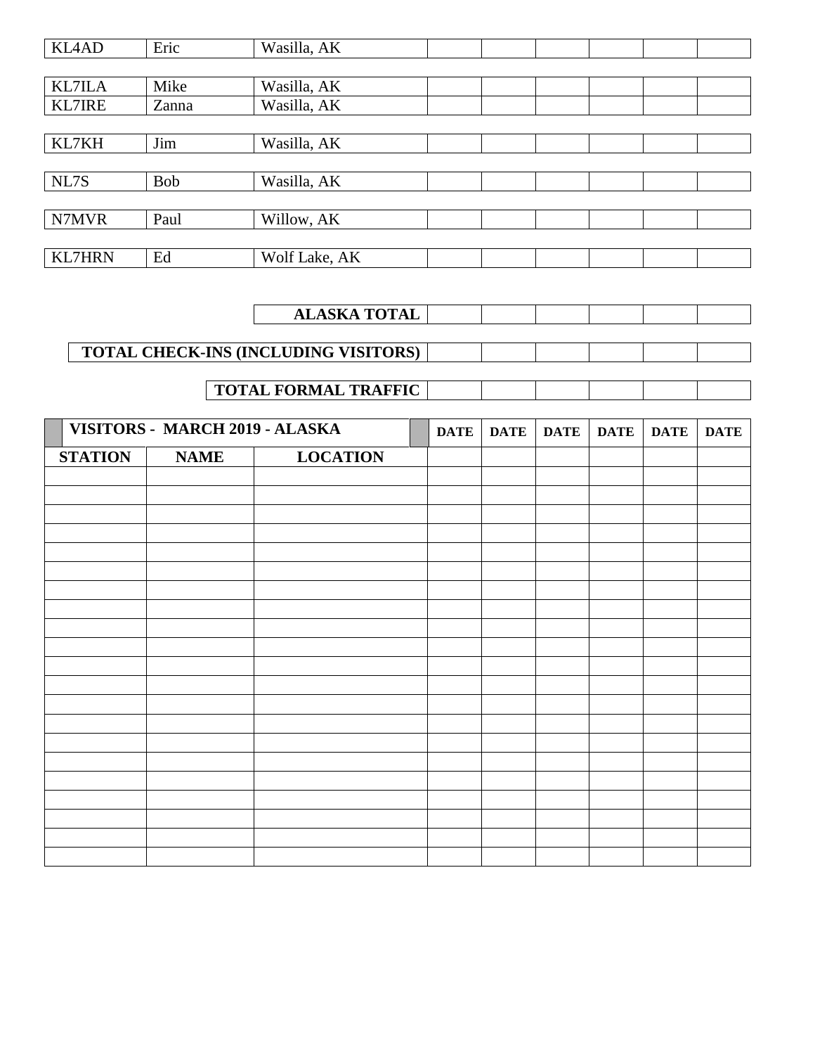| | | | | | | | | |
|---|---|---|---|---|---|---|---|---|
| KL4AD | Eric | Wasilla, AK | | | | | | |
| | | | | | | | | |
| KL7ILA | Mike | Wasilla, AK | | | | | | |
| KL7IRE | Zanna | Wasilla, AK | | | | | | |
| | | | | | | | | |
| KL7KH | Jim | Wasilla, AK | | | | | | |
| | | | | | | | | |
| NL7S | Bob | Wasilla, AK | | | | | | |
| | | | | | | | | |
| N7MVR | Paul | Willow, AK | | | | | | |
| | | | | | | | | |
| KL7HRN | Ed | Wolf Lake, AK | | | | | | |
| | | | | | | | | |
| | | **ALASKA TOTAL** | | | | | | |
| | | | | | | | | |
| | | **TOTAL CHECK-INS (INCLUDING VISITORS)** | | | | | | |
| | | | | | | | | |
| | | **TOTAL FORMAL TRAFFIC** | | | | | | |

| **VISITORS - MARCH 2019 - ALASKA** | | | **DATE** | **DATE** | **DATE** | **DATE** | **DATE** | **DATE** |
|---|---|---|---|---|---|---|---|---|
| **STATION** | **NAME** | **LOCATION** | | | | | | |
| | | | | | | | | |
| | | | | | | | | |
| | | | | | | | | |
| | | | | | | | | |
| | | | | | | | | |
| | | | | | | | | |
| | | | | | | | | |
| | | | | | | | | |
| | | | | | | | | |
| | | | | | | | | |
| | | | | | | | | |
| | | | | | | | | |
| | | | | | | | | |
| | | | | | | | | |
| | | | | | | | | |
| | | | | | | | | |
| | | | | | | | | |
| | | | | | | | | |
| | | | | | | | | |
| | | | | | | | | |
| | | | | | | | | |